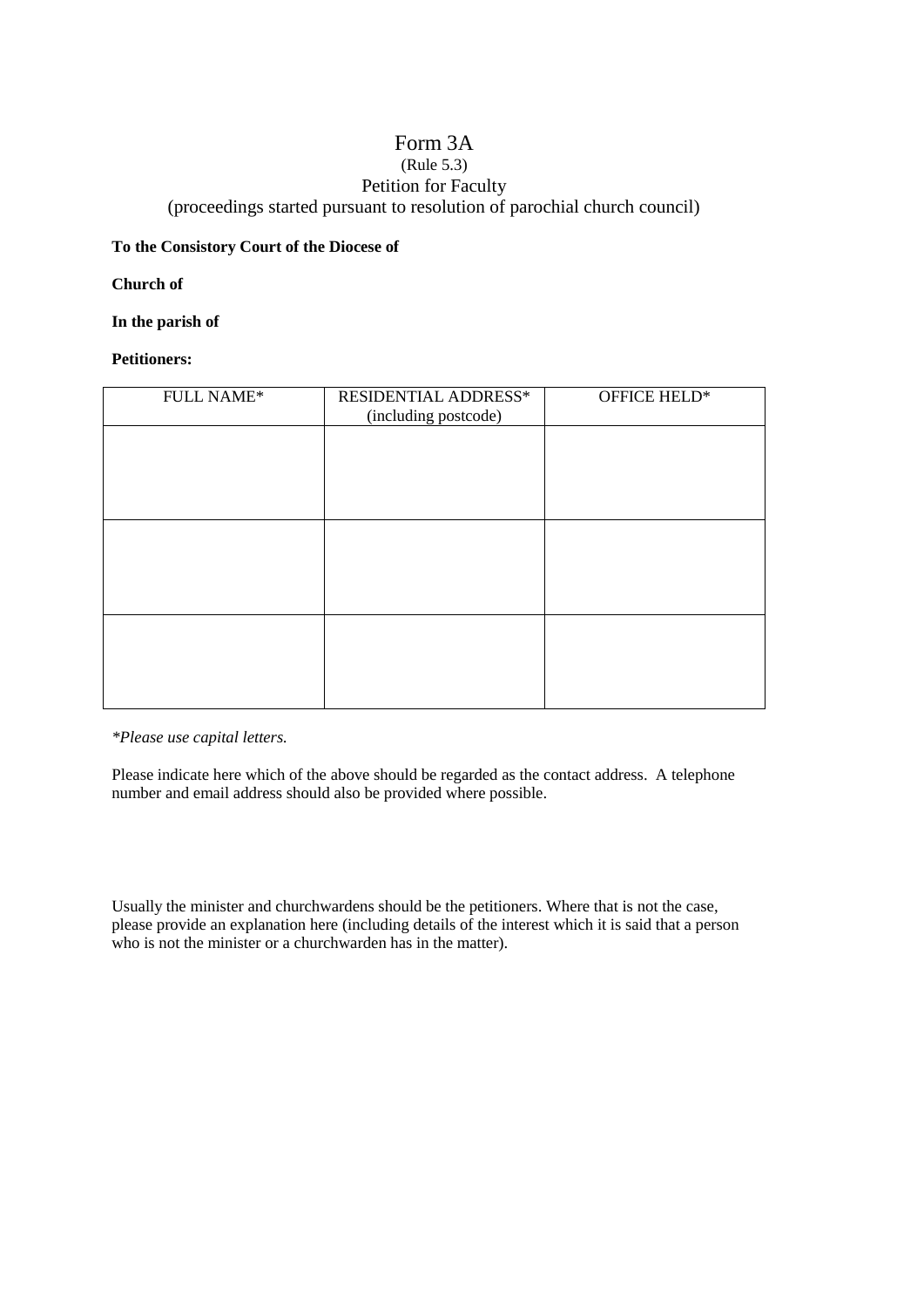# Form 3A

(Rule 5.3)

Petition for Faculty

(proceedings started pursuant to resolution of parochial church council)

**To the Consistory Court of the Diocese of**

**Church of**

**In the parish of**

**Petitioners:**

| FULL NAME* | RESIDENTIAL ADDRESS* (including postcode) | OFFICE HELD* |
|---|---|---|
| | | |
| | | |
| | | |

*\*Please use capital letters.*

Please indicate here which of the above should be regarded as the contact address. A telephone number and email address should also be provided where possible.

Usually the minister and churchwardens should be the petitioners. Where that is not the case, please provide an explanation here (including details of the interest which it is said that a person who is not the minister or a churchwarden has in the matter).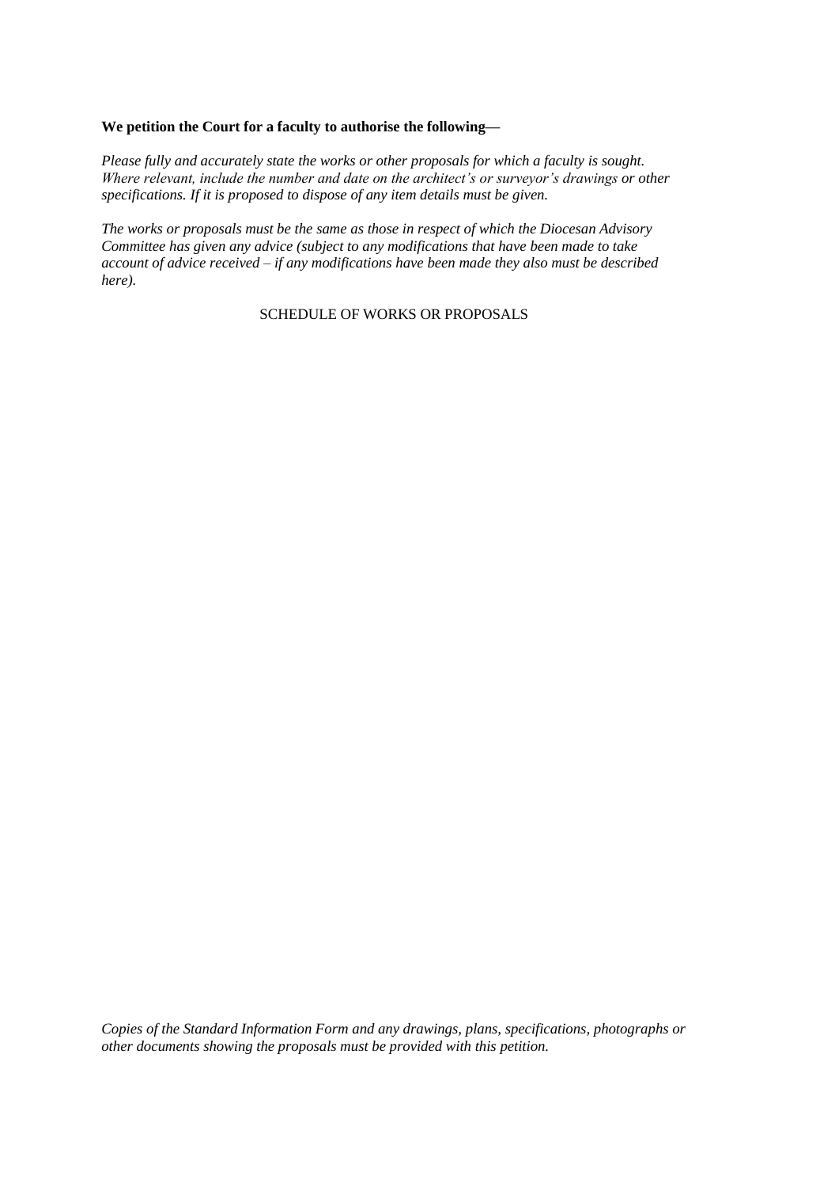**We petition the Court for a faculty to authorise the following—**

*Please fully and accurately state the works or other proposals for which a faculty is sought. Where relevant, include the number and date on the architect's or surveyor's drawings or other specifications. If it is proposed to dispose of any item details must be given.*

*The works or proposals must be the same as those in respect of which the Diocesan Advisory Committee has given any advice (subject to any modifications that have been made to take account of advice received – if any modifications have been made they also must be described here).*

SCHEDULE OF WORKS OR PROPOSALS

*Copies of the Standard Information Form and any drawings, plans, specifications, photographs or other documents showing the proposals must be provided with this petition.*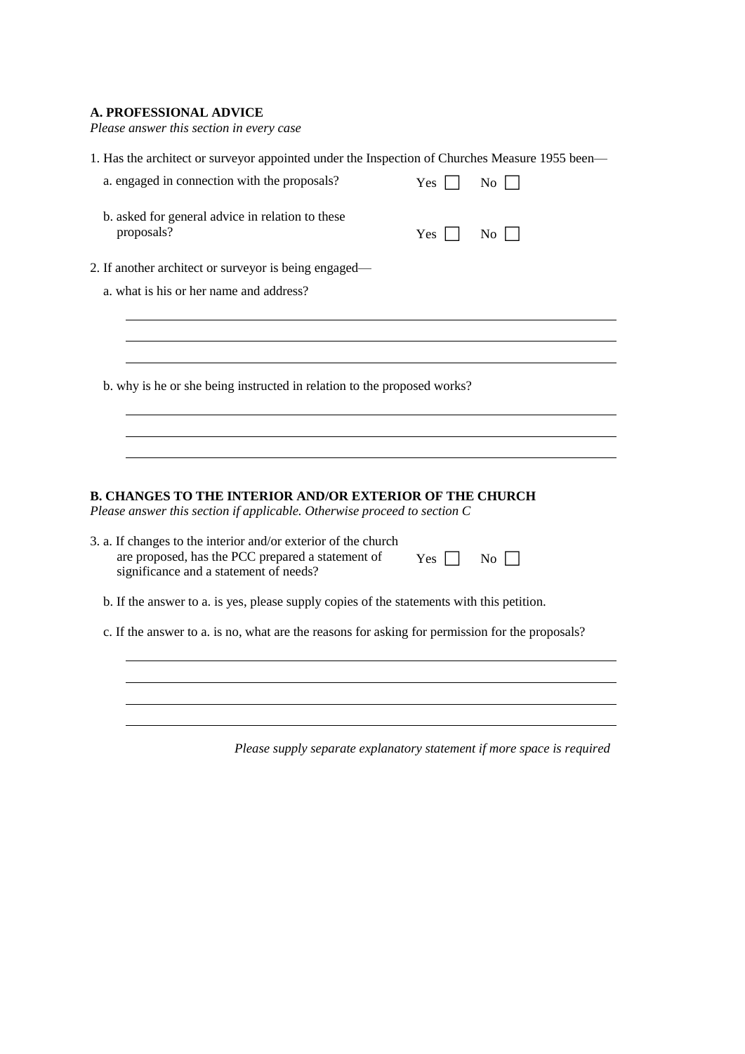## A. PROFESSIONAL ADVICE

*Please answer this section in every case*

1. Has the architect or surveyor appointed under the Inspection of Churches Measure 1955 been—

   a. engaged in connection with the proposals? Yes ☐ No ☐

   b. asked for general advice in relation to these proposals? Yes ☐ No ☐

2. If another architect or surveyor is being engaged—

   a. what is his or her name and address?

   \_\_\_\_\_\_\_\_\_\_\_\_\_\_\_\_\_\_\_\_\_\_\_\_\_\_\_\_\_\_\_\_\_\_\_\_\_\_\_\_\_\_\_\_\_\_\_\_\_\_\_\_\_\_\_\_\_\_\_\_\_\_\_\_\_\_\_\_

   \_\_\_\_\_\_\_\_\_\_\_\_\_\_\_\_\_\_\_\_\_\_\_\_\_\_\_\_\_\_\_\_\_\_\_\_\_\_\_\_\_\_\_\_\_\_\_\_\_\_\_\_\_\_\_\_\_\_\_\_\_\_\_\_\_\_\_\_

   \_\_\_\_\_\_\_\_\_\_\_\_\_\_\_\_\_\_\_\_\_\_\_\_\_\_\_\_\_\_\_\_\_\_\_\_\_\_\_\_\_\_\_\_\_\_\_\_\_\_\_\_\_\_\_\_\_\_\_\_\_\_\_\_\_\_\_\_

   b. why is he or she being instructed in relation to the proposed works?

   \_\_\_\_\_\_\_\_\_\_\_\_\_\_\_\_\_\_\_\_\_\_\_\_\_\_\_\_\_\_\_\_\_\_\_\_\_\_\_\_\_\_\_\_\_\_\_\_\_\_\_\_\_\_\_\_\_\_\_\_\_\_\_\_\_\_\_\_

   \_\_\_\_\_\_\_\_\_\_\_\_\_\_\_\_\_\_\_\_\_\_\_\_\_\_\_\_\_\_\_\_\_\_\_\_\_\_\_\_\_\_\_\_\_\_\_\_\_\_\_\_\_\_\_\_\_\_\_\_\_\_\_\_\_\_\_\_

   \_\_\_\_\_\_\_\_\_\_\_\_\_\_\_\_\_\_\_\_\_\_\_\_\_\_\_\_\_\_\_\_\_\_\_\_\_\_\_\_\_\_\_\_\_\_\_\_\_\_\_\_\_\_\_\_\_\_\_\_\_\_\_\_\_\_\_\_

## B. CHANGES TO THE INTERIOR AND/OR EXTERIOR OF THE CHURCH

*Please answer this section if applicable. Otherwise proceed to section C*

3. a. If changes to the interior and/or exterior of the church are proposed, has the PCC prepared a statement of significance and a statement of needs? Yes ☐ No ☐

   b. If the answer to a. is yes, please supply copies of the statements with this petition.

   c. If the answer to a. is no, what are the reasons for asking for permission for the proposals?

   \_\_\_\_\_\_\_\_\_\_\_\_\_\_\_\_\_\_\_\_\_\_\_\_\_\_\_\_\_\_\_\_\_\_\_\_\_\_\_\_\_\_\_\_\_\_\_\_\_\_\_\_\_\_\_\_\_\_\_\_\_\_\_\_\_\_\_\_

   \_\_\_\_\_\_\_\_\_\_\_\_\_\_\_\_\_\_\_\_\_\_\_\_\_\_\_\_\_\_\_\_\_\_\_\_\_\_\_\_\_\_\_\_\_\_\_\_\_\_\_\_\_\_\_\_\_\_\_\_\_\_\_\_\_\_\_\_

   \_\_\_\_\_\_\_\_\_\_\_\_\_\_\_\_\_\_\_\_\_\_\_\_\_\_\_\_\_\_\_\_\_\_\_\_\_\_\_\_\_\_\_\_\_\_\_\_\_\_\_\_\_\_\_\_\_\_\_\_\_\_\_\_\_\_\_\_

   \_\_\_\_\_\_\_\_\_\_\_\_\_\_\_\_\_\_\_\_\_\_\_\_\_\_\_\_\_\_\_\_\_\_\_\_\_\_\_\_\_\_\_\_\_\_\_\_\_\_\_\_\_\_\_\_\_\_\_\_\_\_\_\_\_\_\_\_

*Please supply separate explanatory statement if more space is required*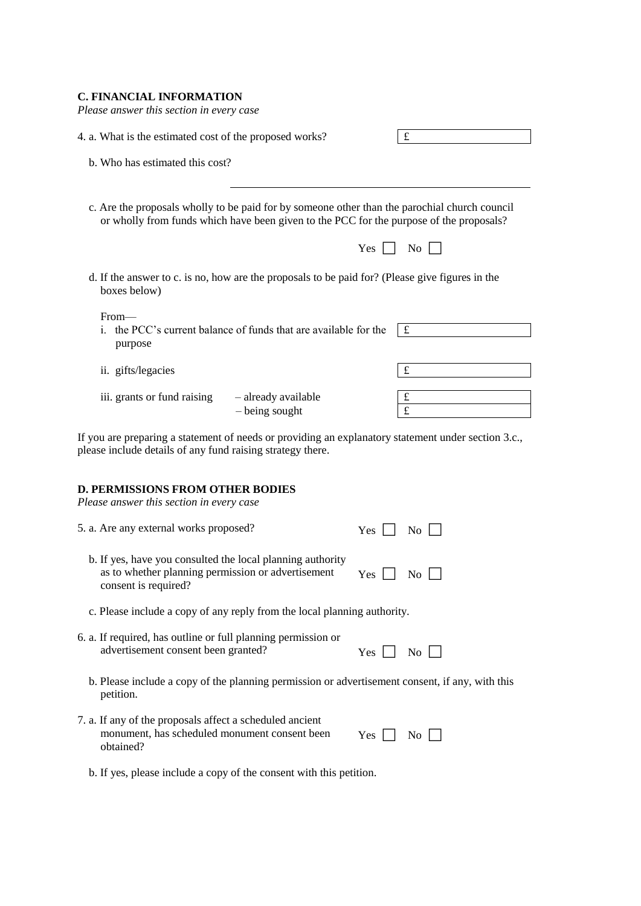## C. FINANCIAL INFORMATION

*Please answer this section in every case*

4. a. What is the estimated cost of the proposed works? £ ____________

   b. Who has estimated this cost?

   ______________________________

   c. Are the proposals wholly to be paid for by someone other than the parochial church council or wholly from funds which have been given to the PCC for the purpose of the proposals?

   Yes ☐ No ☐

   d. If the answer to c. is no, how are the proposals to be paid for? (Please give figures in the boxes below)

   From—

   i. the PCC's current balance of funds that are available for the purpose £ ____________

   ii. gifts/legacies £ ____________

   iii. grants or fund raising – already available £ ____________
   – being sought £ ____________

If you are preparing a statement of needs or providing an explanatory statement under section 3.c., please include details of any fund raising strategy there.

## D. PERMISSIONS FROM OTHER BODIES

*Please answer this section in every case*

5. a. Are any external works proposed? Yes ☐ No ☐

   b. If yes, have you consulted the local planning authority as to whether planning permission or advertisement consent is required? Yes ☐ No ☐

   c. Please include a copy of any reply from the local planning authority.

6. a. If required, has outline or full planning permission or advertisement consent been granted? Yes ☐ No ☐

   b. Please include a copy of the planning permission or advertisement consent, if any, with this petition.

7. a. If any of the proposals affect a scheduled ancient monument, has scheduled monument consent been obtained? Yes ☐ No ☐

   b. If yes, please include a copy of the consent with this petition.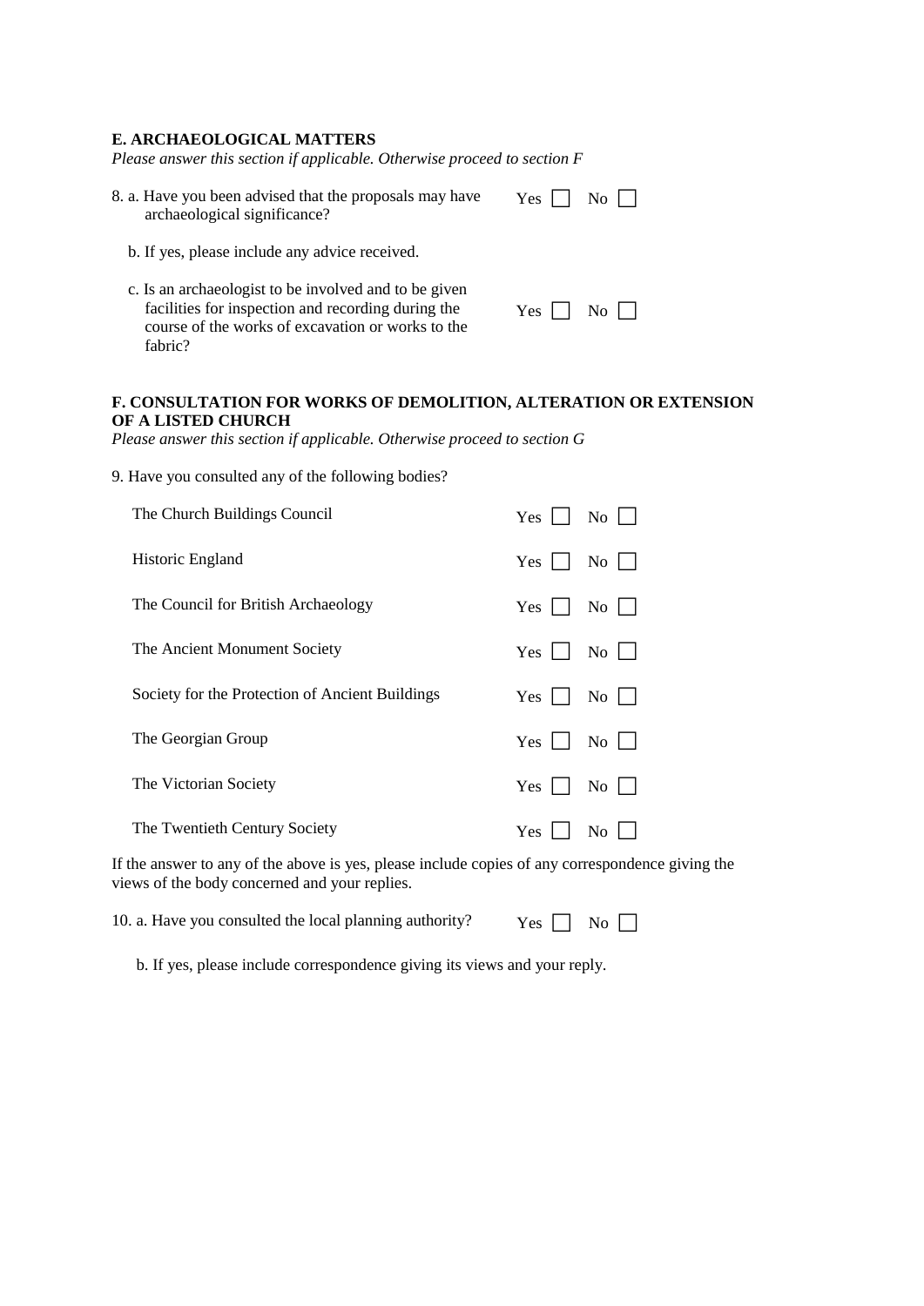**E. ARCHAEOLOGICAL MATTERS**

*Please answer this section if applicable. Otherwise proceed to section F*

8. a. Have you been advised that the proposals may have archaeological significance? Yes ☐ No ☐

   b. If yes, please include any advice received.

   c. Is an archaeologist to be involved and to be given facilities for inspection and recording during the course of the works of excavation or works to the fabric? Yes ☐ No ☐

**F. CONSULTATION FOR WORKS OF DEMOLITION, ALTERATION OR EXTENSION OF A LISTED CHURCH**

*Please answer this section if applicable. Otherwise proceed to section G*

9. Have you consulted any of the following bodies?

| | | |
|---|---|---|
| The Church Buildings Council | Yes ☐ | No ☐ |
| Historic England | Yes ☐ | No ☐ |
| The Council for British Archaeology | Yes ☐ | No ☐ |
| The Ancient Monument Society | Yes ☐ | No ☐ |
| Society for the Protection of Ancient Buildings | Yes ☐ | No ☐ |
| The Georgian Group | Yes ☐ | No ☐ |
| The Victorian Society | Yes ☐ | No ☐ |
| The Twentieth Century Society | Yes ☐ | No ☐ |

If the answer to any of the above is yes, please include copies of any correspondence giving the views of the body concerned and your replies.

10. a. Have you consulted the local planning authority? Yes ☐ No ☐

   b. If yes, please include correspondence giving its views and your reply.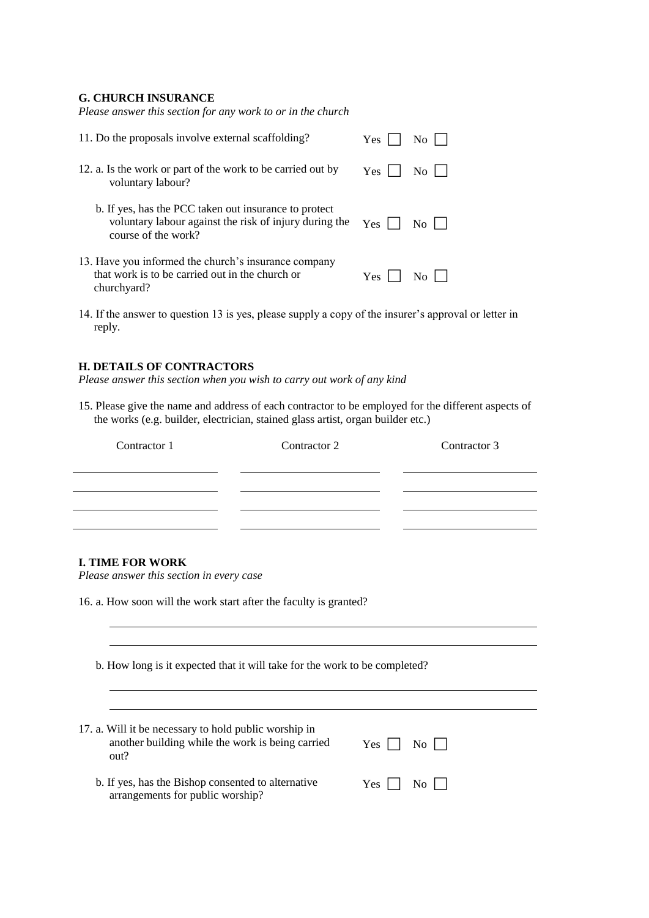## G. CHURCH INSURANCE

*Please answer this section for any work to or in the church*

11. Do the proposals involve external scaffolding? Yes ☐ No ☐

12. a. Is the work or part of the work to be carried out by voluntary labour? Yes ☐ No ☐

 b. If yes, has the PCC taken out insurance to protect voluntary labour against the risk of injury during the course of the work? Yes ☐ No ☐

13. Have you informed the church's insurance company that work is to be carried out in the church or churchyard? Yes ☐ No ☐

14. If the answer to question 13 is yes, please supply a copy of the insurer's approval or letter in reply.

## H. DETAILS OF CONTRACTORS

*Please answer this section when you wish to carry out work of any kind*

15. Please give the name and address of each contractor to be employed for the different aspects of the works (e.g. builder, electrician, stained glass artist, organ builder etc.)

| Contractor 1 | Contractor 2 | Contractor 3 |
|---|---|---|
| | | |
| | | |
| | | |
| | | |

## I. TIME FOR WORK

*Please answer this section in every case*

16. a. How soon will the work start after the faculty is granted?

\_\_\_\_\_\_\_\_\_\_\_\_\_\_\_\_\_\_\_\_\_\_\_\_\_\_\_\_\_\_\_\_\_\_\_\_\_\_\_\_\_\_\_\_\_\_\_\_\_\_\_\_\_\_\_\_\_\_\_\_

\_\_\_\_\_\_\_\_\_\_\_\_\_\_\_\_\_\_\_\_\_\_\_\_\_\_\_\_\_\_\_\_\_\_\_\_\_\_\_\_\_\_\_\_\_\_\_\_\_\_\_\_\_\_\_\_\_\_\_\_

 b. How long is it expected that it will take for the work to be completed?

\_\_\_\_\_\_\_\_\_\_\_\_\_\_\_\_\_\_\_\_\_\_\_\_\_\_\_\_\_\_\_\_\_\_\_\_\_\_\_\_\_\_\_\_\_\_\_\_\_\_\_\_\_\_\_\_\_\_\_\_

\_\_\_\_\_\_\_\_\_\_\_\_\_\_\_\_\_\_\_\_\_\_\_\_\_\_\_\_\_\_\_\_\_\_\_\_\_\_\_\_\_\_\_\_\_\_\_\_\_\_\_\_\_\_\_\_\_\_\_\_

17. a. Will it be necessary to hold public worship in another building while the work is being carried out? Yes ☐ No ☐

 b. If yes, has the Bishop consented to alternative arrangements for public worship? Yes ☐ No ☐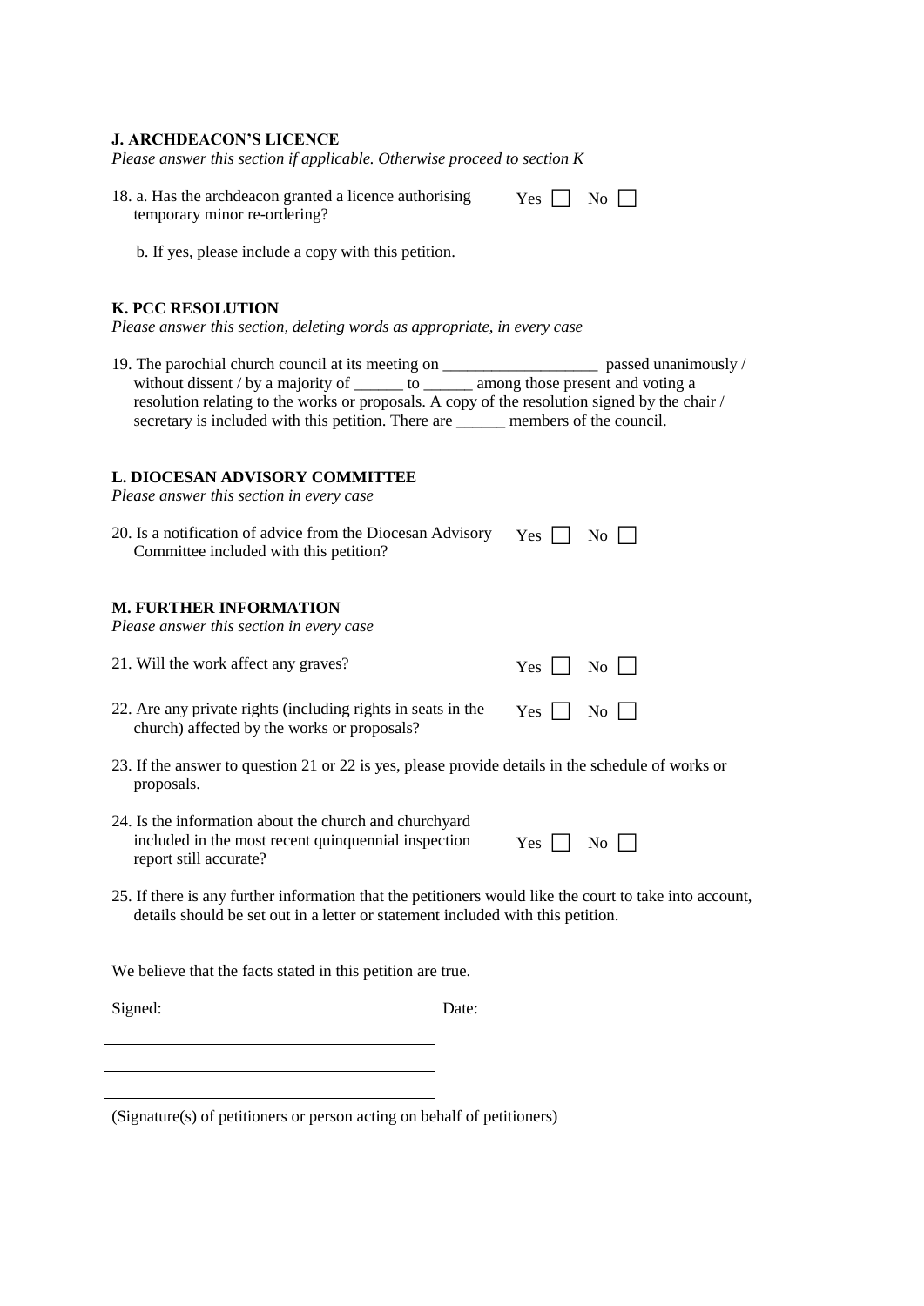**J. ARCHDEACON'S LICENCE**

*Please answer this section if applicable. Otherwise proceed to section K*

18. a. Has the archdeacon granted a licence authorising temporary minor re-ordering? Yes ☐ No ☐

    b. If yes, please include a copy with this petition.

**K. PCC RESOLUTION**

*Please answer this section, deleting words as appropriate, in every case*

19. The parochial church council at its meeting on ___________________ passed unanimously / without dissent / by a majority of ______ to ______ among those present and voting a resolution relating to the works or proposals. A copy of the resolution signed by the chair / secretary is included with this petition. There are ______ members of the council.

**L. DIOCESAN ADVISORY COMMITTEE**

*Please answer this section in every case*

20. Is a notification of advice from the Diocesan Advisory Committee included with this petition? Yes ☐ No ☐

**M. FURTHER INFORMATION**

*Please answer this section in every case*

21. Will the work affect any graves? Yes ☐ No ☐

22. Are any private rights (including rights in seats in the church) affected by the works or proposals? Yes ☐ No ☐

23. If the answer to question 21 or 22 is yes, please provide details in the schedule of works or proposals.

24. Is the information about the church and churchyard included in the most recent quinquennial inspection report still accurate? Yes ☐ No ☐

25. If there is any further information that the petitioners would like the court to take into account, details should be set out in a letter or statement included with this petition.

We believe that the facts stated in this petition are true.

Signed: Date:

\_\_\_\_\_\_\_\_\_\_\_\_\_\_\_\_\_\_\_\_\_\_\_\_\_\_\_\_\_\_\_\_\_\_\_\_\_\_\_\_

\_\_\_\_\_\_\_\_\_\_\_\_\_\_\_\_\_\_\_\_\_\_\_\_\_\_\_\_\_\_\_\_\_\_\_\_\_\_\_\_

\_\_\_\_\_\_\_\_\_\_\_\_\_\_\_\_\_\_\_\_\_\_\_\_\_\_\_\_\_\_\_\_\_\_\_\_\_\_\_\_

(Signature(s) of petitioners or person acting on behalf of petitioners)